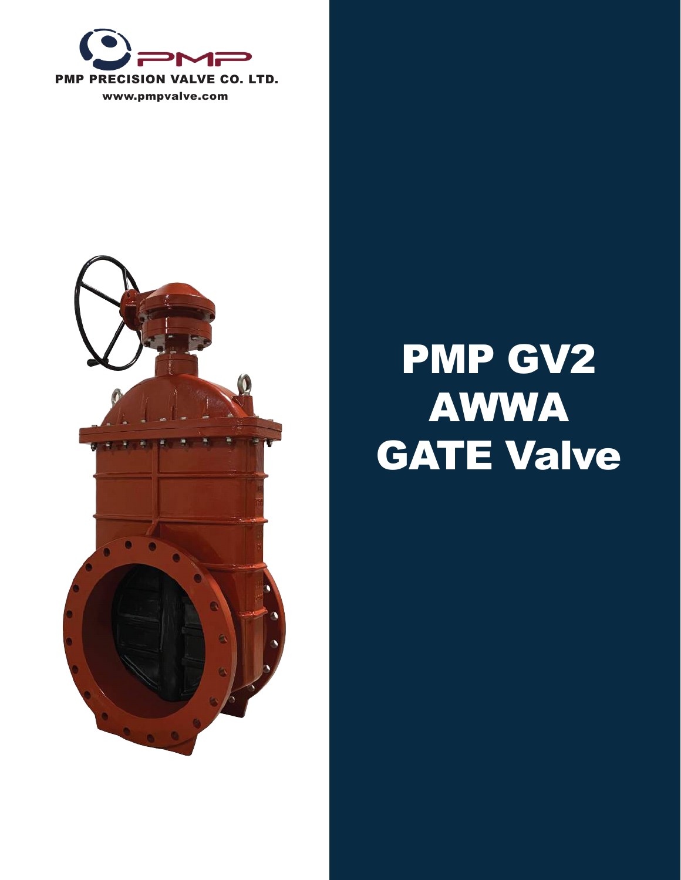PMP PRECISION VALVE CO. LTD.

www.pmpvalve.com

# PMP GV2 AWWA GATE Valve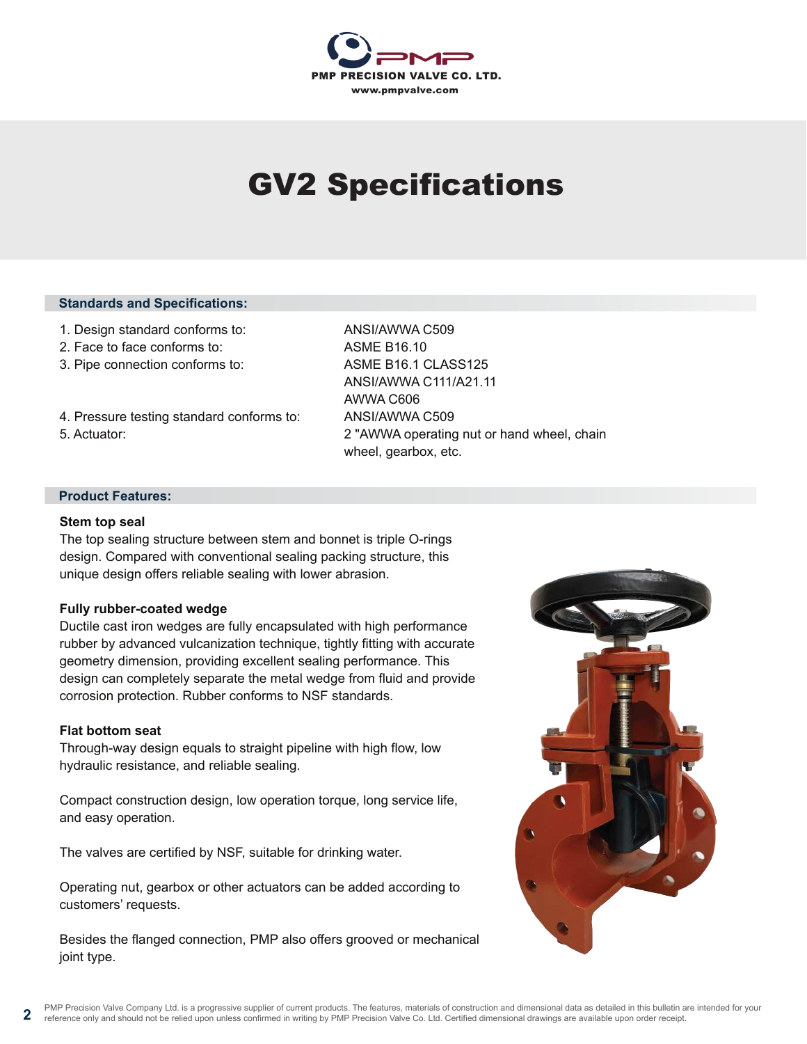# GV2 Specifications

## Standards and Specifications:

| | |
|---|---|
| 1. Design standard conforms to: | ANSI/AWWA C509 |
| 2. Face to face conforms to: | ASME B16.10 |
| 3. Pipe connection conforms to: | ASME B16.1 CLASS125<br>ANSI/AWWA C111/A21.11<br>AWWA C606 |
| 4. Pressure testing standard conforms to: | ANSI/AWWA C509 |
| 5. Actuator: | 2 "AWWA operating nut or hand wheel, chain wheel, gearbox, etc. |

## Product Features:

**Stem top seal**

The top sealing structure between stem and bonnet is triple O-rings design. Compared with conventional sealing packing structure, this unique design offers reliable sealing with lower abrasion.

**Fully rubber-coated wedge**

Ductile cast iron wedges are fully encapsulated with high performance rubber by advanced vulcanization technique, tightly fitting with accurate geometry dimension, providing excellent sealing performance. This design can completely separate the metal wedge from fluid and provide corrosion protection. Rubber conforms to NSF standards.

**Flat bottom seat**

Through-way design equals to straight pipeline with high flow, low hydraulic resistance, and reliable sealing.

Compact construction design, low operation torque, long service life, and easy operation.

The valves are certified by NSF, suitable for drinking water.

Operating nut, gearbox or other actuators can be added according to customers' requests.

Besides the flanged connection, PMP also offers grooved or mechanical joint type.

PMP Precision Valve Company Ltd. is a progressive supplier of current products. The features, materials of construction and dimensional data as detailed in this bulletin are intended for your reference only and should not be relied upon unless confirmed in writing by PMP Precision Valve Co. Ltd. Certified dimensional drawings are available upon order receipt.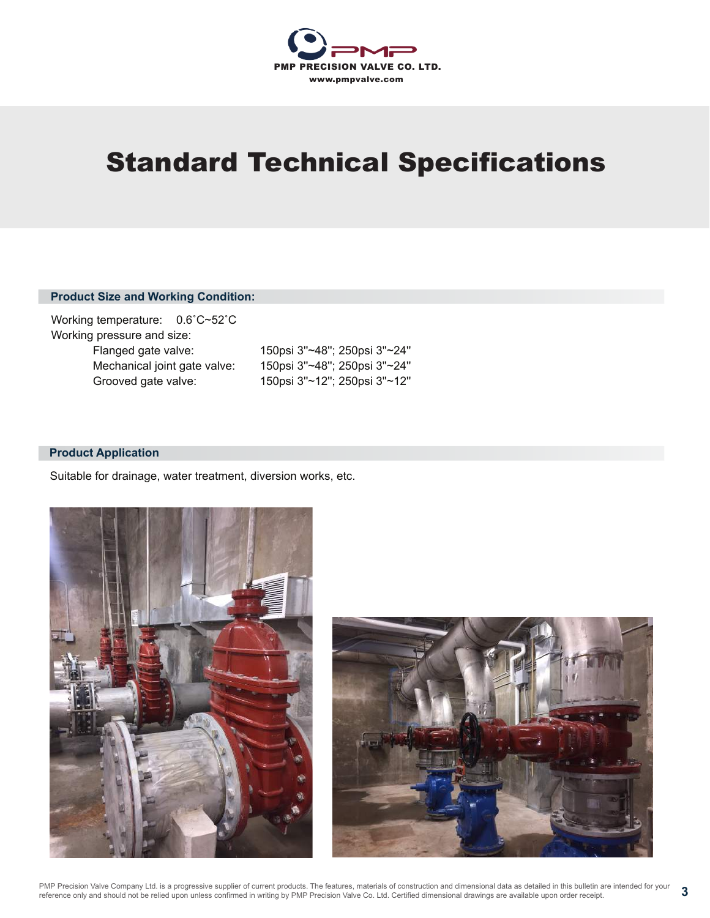PMP PRECISION VALVE CO. LTD.
www.pmpvalve.com

# Standard Technical Specifications

## Product Size and Working Condition:

Working temperature: 0.6˚C~52˚C

Working pressure and size:

| | |
|---|---|
| Flanged gate valve: | 150psi 3"~48"; 250psi 3"~24" |
| Mechanical joint gate valve: | 150psi 3"~48"; 250psi 3"~24" |
| Grooved gate valve: | 150psi 3"~12"; 250psi 3"~12" |

## Product Application

Suitable for drainage, water treatment, diversion works, etc.

PMP Precision Valve Company Ltd. is a progressive supplier of current products. The features, materials of construction and dimensional data as detailed in this bulletin are intended for your reference only and should not be relied upon unless confirmed in writing by PMP Precision Valve Co. Ltd. Certified dimensional drawings are available upon order receipt.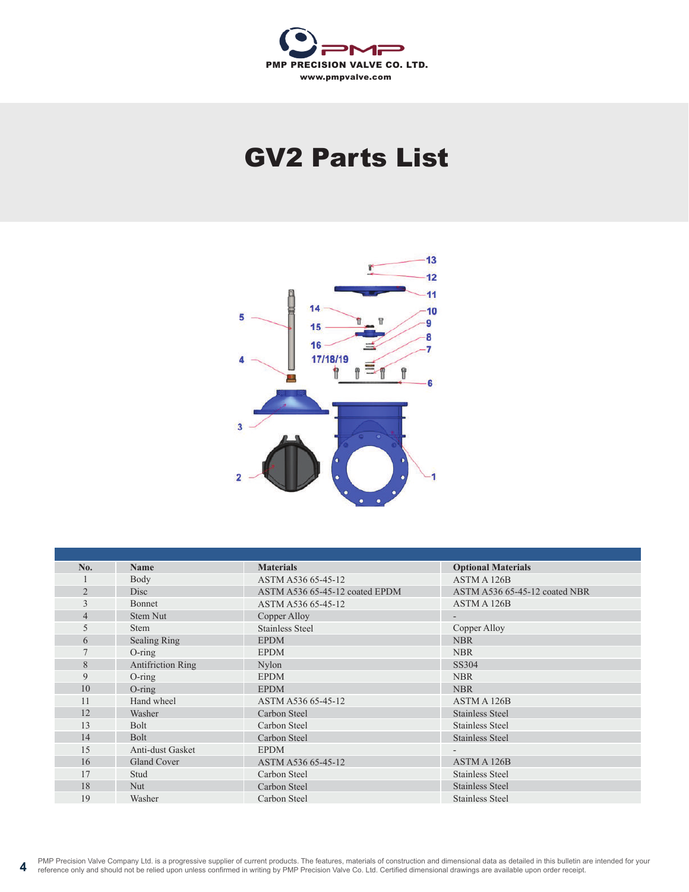# GV2 Parts List

| No. | Name | Materials | Optional Materials |
|---|---|---|---|
| 1 | Body | ASTM A536 65-45-12 | ASTM A 126B |
| 2 | Disc | ASTM A536 65-45-12 coated EPDM | ASTM A536 65-45-12 coated NBR |
| 3 | Bonnet | ASTM A536 65-45-12 | ASTM A 126B |
| 4 | Stem Nut | Copper Alloy | - |
| 5 | Stem | Stainless Steel | Copper Alloy |
| 6 | Sealing Ring | EPDM | NBR |
| 7 | O-ring | EPDM | NBR |
| 8 | Antifriction Ring | Nylon | SS304 |
| 9 | O-ring | EPDM | NBR |
| 10 | O-ring | EPDM | NBR |
| 11 | Hand wheel | ASTM A536 65-45-12 | ASTM A 126B |
| 12 | Washer | Carbon Steel | Stainless Steel |
| 13 | Bolt | Carbon Steel | Stainless Steel |
| 14 | Bolt | Carbon Steel | Stainless Steel |
| 15 | Anti-dust Gasket | EPDM | - |
| 16 | Gland Cover | ASTM A536 65-45-12 | ASTM A 126B |
| 17 | Stud | Carbon Steel | Stainless Steel |
| 18 | Nut | Carbon Steel | Stainless Steel |
| 19 | Washer | Carbon Steel | Stainless Steel |

PMP Precision Valve Company Ltd. is a progressive supplier of current products. The features, materials of construction and dimensional data as detailed in this bulletin are intended for your reference only and should not be relied upon unless confirmed in writing by PMP Precision Valve Co. Ltd. Certified dimensional drawings are available upon order receipt.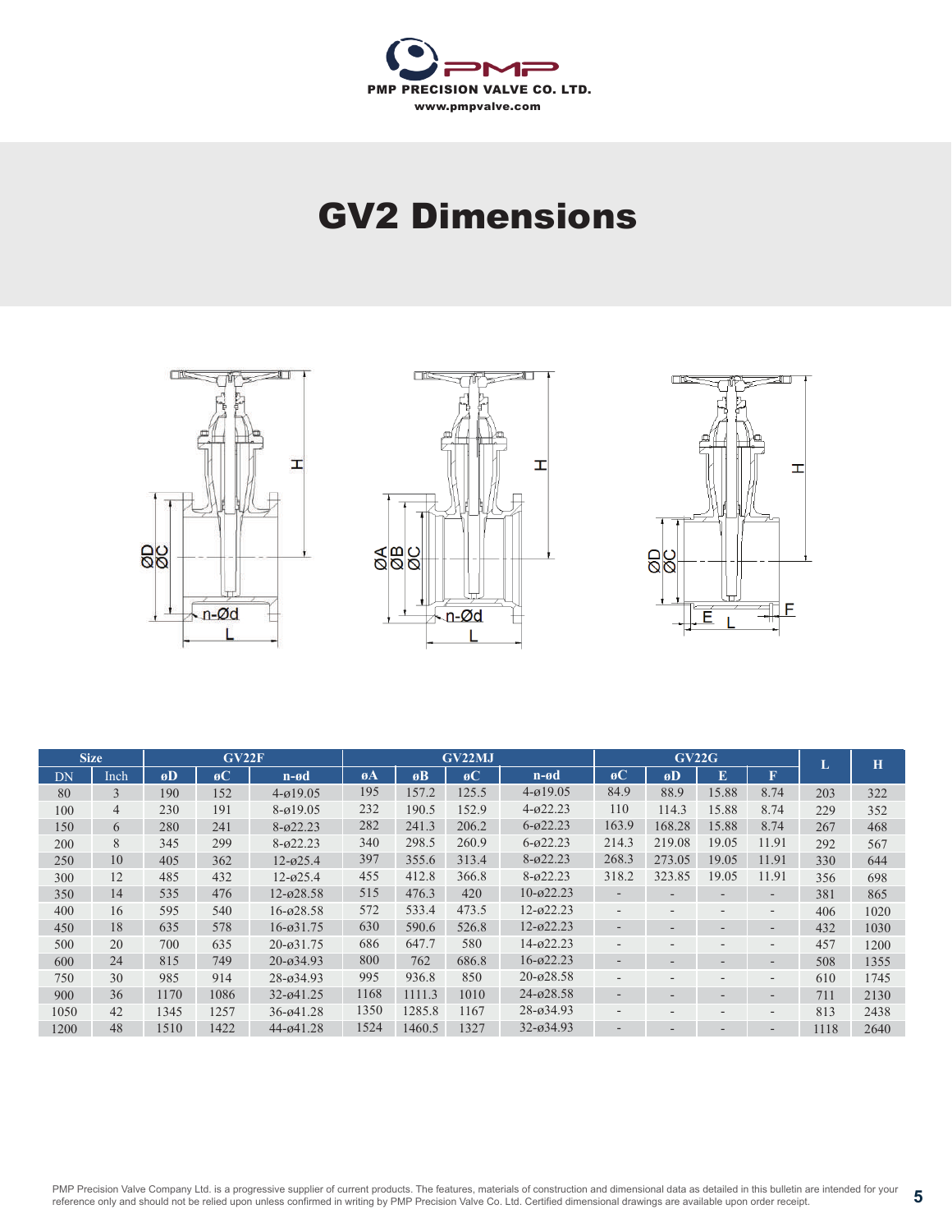# GV2 Dimensions

ØD
ØC
n-Ød
L
H

ØA
ØB
ØC
n-Ød
L
H

ØD
ØC
E
L
F
H

| Size | | GV22F | | | GV22MJ | | | | GV22G | | | | L | H |
|---|---|---|---|---|---|---|---|---|---|---|---|---|---|---|
| DN | Inch | øD | øC | n-ød | øA | øB | øC | n-ød | øC | øD | E | F | | |
| 80 | 3 | 190 | 152 | 4-ø19.05 | 195 | 157.2 | 125.5 | 4-ø19.05 | 84.9 | 88.9 | 15.88 | 8.74 | 203 | 322 |
| 100 | 4 | 230 | 191 | 8-ø19.05 | 232 | 190.5 | 152.9 | 4-ø22.23 | 110 | 114.3 | 15.88 | 8.74 | 229 | 352 |
| 150 | 6 | 280 | 241 | 8-ø22.23 | 282 | 241.3 | 206.2 | 6-ø22.23 | 163.9 | 168.28 | 15.88 | 8.74 | 267 | 468 |
| 200 | 8 | 345 | 299 | 8-ø22.23 | 340 | 298.5 | 260.9 | 6-ø22.23 | 214.3 | 219.08 | 19.05 | 11.91 | 292 | 567 |
| 250 | 10 | 405 | 362 | 12-ø25.4 | 397 | 355.6 | 313.4 | 8-ø22.23 | 268.3 | 273.05 | 19.05 | 11.91 | 330 | 644 |
| 300 | 12 | 485 | 432 | 12-ø25.4 | 455 | 412.8 | 366.8 | 8-ø22.23 | 318.2 | 323.85 | 19.05 | 11.91 | 356 | 698 |
| 350 | 14 | 535 | 476 | 12-ø28.58 | 515 | 476.3 | 420 | 10-ø22.23 | - | - | - | - | 381 | 865 |
| 400 | 16 | 595 | 540 | 16-ø28.58 | 572 | 533.4 | 473.5 | 12-ø22.23 | - | - | - | - | 406 | 1020 |
| 450 | 18 | 635 | 578 | 16-ø31.75 | 630 | 590.6 | 526.8 | 12-ø22.23 | - | - | - | - | 432 | 1030 |
| 500 | 20 | 700 | 635 | 20-ø31.75 | 686 | 647.7 | 580 | 14-ø22.23 | - | - | - | - | 457 | 1200 |
| 600 | 24 | 815 | 749 | 20-ø34.93 | 800 | 762 | 686.8 | 16-ø22.23 | - | - | - | - | 508 | 1355 |
| 750 | 30 | 985 | 914 | 28-ø34.93 | 995 | 936.8 | 850 | 20-ø28.58 | - | - | - | - | 610 | 1745 |
| 900 | 36 | 1170 | 1086 | 32-ø41.25 | 1168 | 1111.3 | 1010 | 24-ø28.58 | - | - | - | - | 711 | 2130 |
| 1050 | 42 | 1345 | 1257 | 36-ø41.28 | 1350 | 1285.8 | 1167 | 28-ø34.93 | - | - | - | - | 813 | 2438 |
| 1200 | 48 | 1510 | 1422 | 44-ø41.28 | 1524 | 1460.5 | 1327 | 32-ø34.93 | - | - | - | - | 1118 | 2640 |

PMP Precision Valve Company Ltd. is a progressive supplier of current products. The features, materials of construction and dimensional data as detailed in this bulletin are intended for your reference only and should not be relied upon unless confirmed in writing by PMP Precision Valve Co. Ltd. Certified dimensional drawings are available upon order receipt.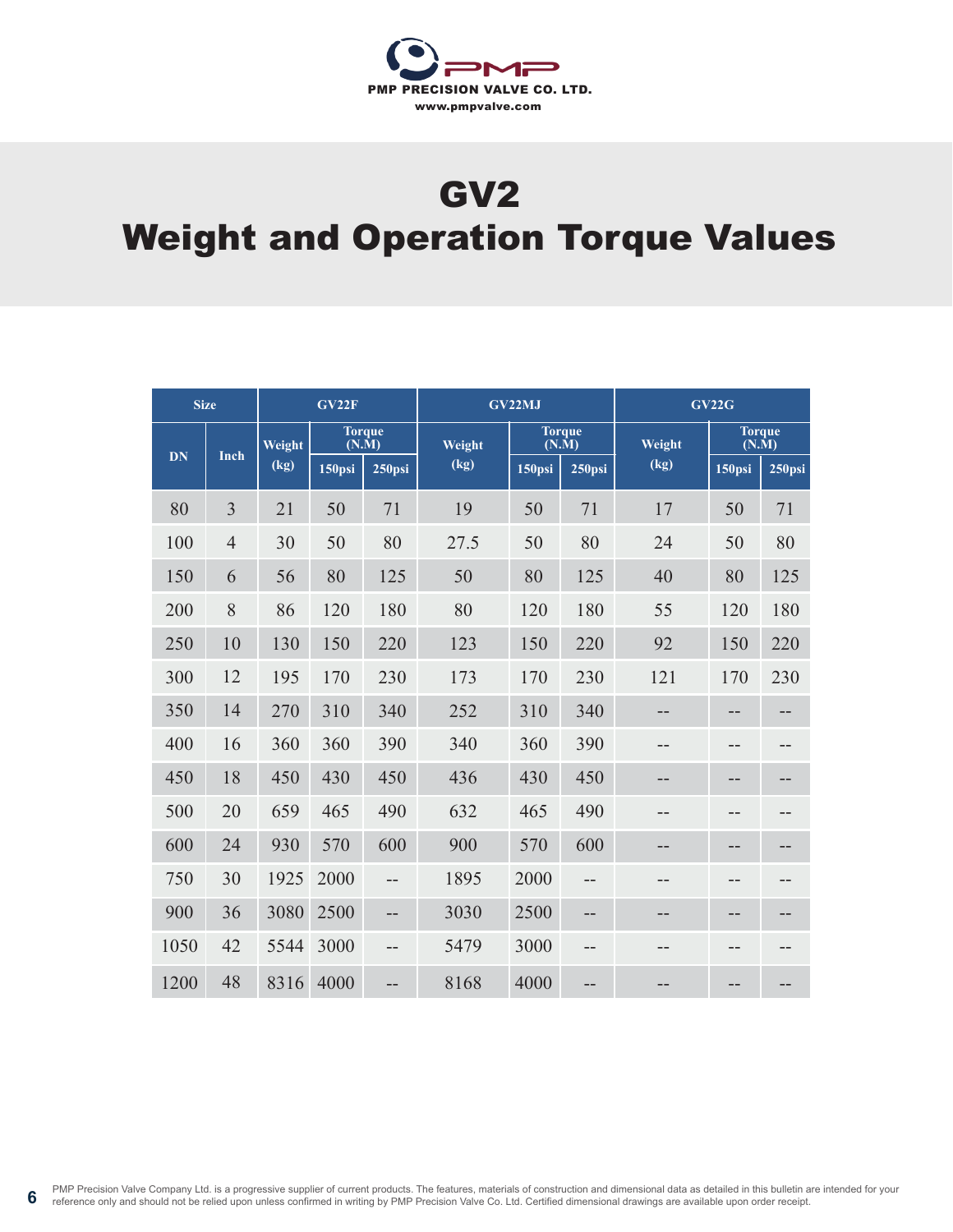PMP PRECISION VALVE CO. LTD.
www.pmpvalve.com

# GV2
# Weight and Operation Torque Values

| Size | | GV22F | | | GV22MJ | | | GV22G | | |
|---|---|---|---|---|---|---|---|---|---|---|
| DN | Inch | Weight (kg) | Torque (N.M) | | Weight (kg) | Torque (N.M) | | Weight (kg) | Torque (N.M) | |
| | | | 150psi | 250psi | | 150psi | 250psi | | 150psi | 250psi |
| 80 | 3 | 21 | 50 | 71 | 19 | 50 | 71 | 17 | 50 | 71 |
| 100 | 4 | 30 | 50 | 80 | 27.5 | 50 | 80 | 24 | 50 | 80 |
| 150 | 6 | 56 | 80 | 125 | 50 | 80 | 125 | 40 | 80 | 125 |
| 200 | 8 | 86 | 120 | 180 | 80 | 120 | 180 | 55 | 120 | 180 |
| 250 | 10 | 130 | 150 | 220 | 123 | 150 | 220 | 92 | 150 | 220 |
| 300 | 12 | 195 | 170 | 230 | 173 | 170 | 230 | 121 | 170 | 230 |
| 350 | 14 | 270 | 310 | 340 | 252 | 310 | 340 | -- | -- | -- |
| 400 | 16 | 360 | 360 | 390 | 340 | 360 | 390 | -- | -- | -- |
| 450 | 18 | 450 | 430 | 450 | 436 | 430 | 450 | -- | -- | -- |
| 500 | 20 | 659 | 465 | 490 | 632 | 465 | 490 | -- | -- | -- |
| 600 | 24 | 930 | 570 | 600 | 900 | 570 | 600 | -- | -- | -- |
| 750 | 30 | 1925 | 2000 | -- | 1895 | 2000 | -- | -- | -- | -- |
| 900 | 36 | 3080 | 2500 | -- | 3030 | 2500 | -- | -- | -- | -- |
| 1050 | 42 | 5544 | 3000 | -- | 5479 | 3000 | -- | -- | -- | -- |
| 1200 | 48 | 8316 | 4000 | -- | 8168 | 4000 | -- | -- | -- | -- |

PMP Precision Valve Company Ltd. is a progressive supplier of current products. The features, materials of construction and dimensional data as detailed in this bulletin are intended for your reference only and should not be relied upon unless confirmed in writing by PMP Precision Valve Co. Ltd. Certified dimensional drawings are available upon order receipt.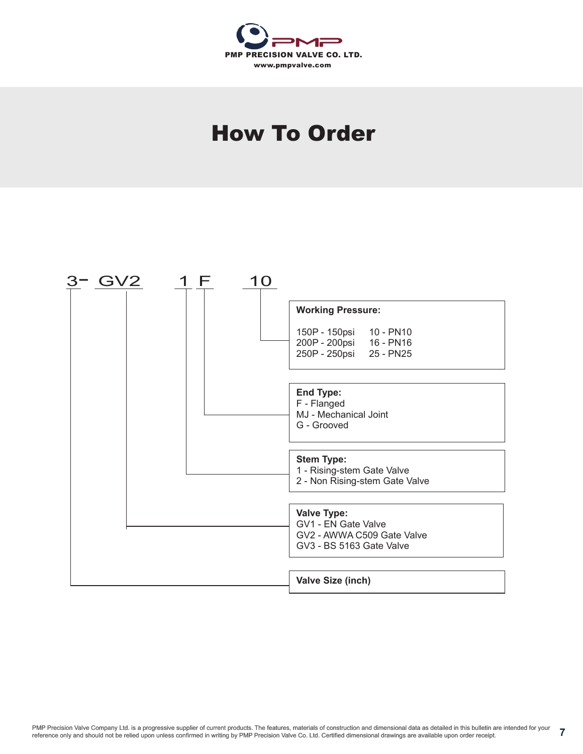PMP PRECISION VALVE CO. LTD.
www.pmpvalve.com

# How To Order

3- GV2 1 F 10

**Working Pressure:**

150P - 150psi    10 - PN10
200P - 200psi    16 - PN16
250P - 250psi    25 - PN25

**End Type:**
F - Flanged
MJ - Mechanical Joint
G - Grooved

**Stem Type:**
1 - Rising-stem Gate Valve
2 - Non Rising-stem Gate Valve

**Valve Type:**
GV1 - EN Gate Valve
GV2 - AWWA C509 Gate Valve
GV3 - BS 5163 Gate Valve

**Valve Size (inch)**

PMP Precision Valve Company Ltd. is a progressive supplier of current products. The features, materials of construction and dimensional data as detailed in this bulletin are intended for your reference only and should not be relied upon unless confirmed in writing by PMP Precision Valve Co. Ltd. Certified dimensional drawings are available upon order receipt.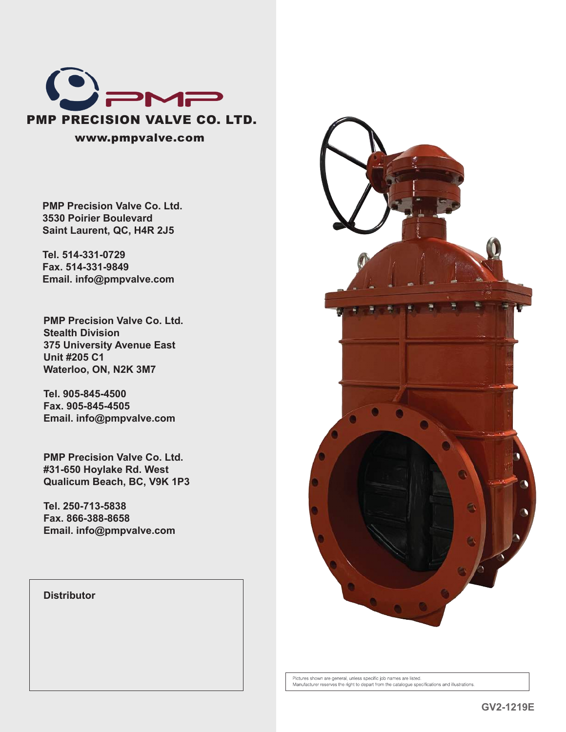# PMP PRECISION VALVE CO. LTD.

**www.pmpvalve.com**

**PMP Precision Valve Co. Ltd.**
**3530 Poirier Boulevard**
**Saint Laurent, QC, H4R 2J5**

**Tel. 514-331-0729**
**Fax. 514-331-9849**
**Email. info@pmpvalve.com**

**PMP Precision Valve Co. Ltd.**
**Stealth Division**
**375 University Avenue East**
**Unit #205 C1**
**Waterloo, ON, N2K 3M7**

**Tel. 905-845-4500**
**Fax. 905-845-4505**
**Email. info@pmpvalve.com**

**PMP Precision Valve Co. Ltd.**
**#31-650 Hoylake Rd. West**
**Qualicum Beach, BC, V9K 1P3**

**Tel. 250-713-5838**
**Fax. 866-388-8658**
**Email. info@pmpvalve.com**

**Distributor**

Pictures shown are general, unless specific job names are listed.
Manufacturer reserves the right to depart from the catalogue specifications and illustrations.

**GV2-1219E**